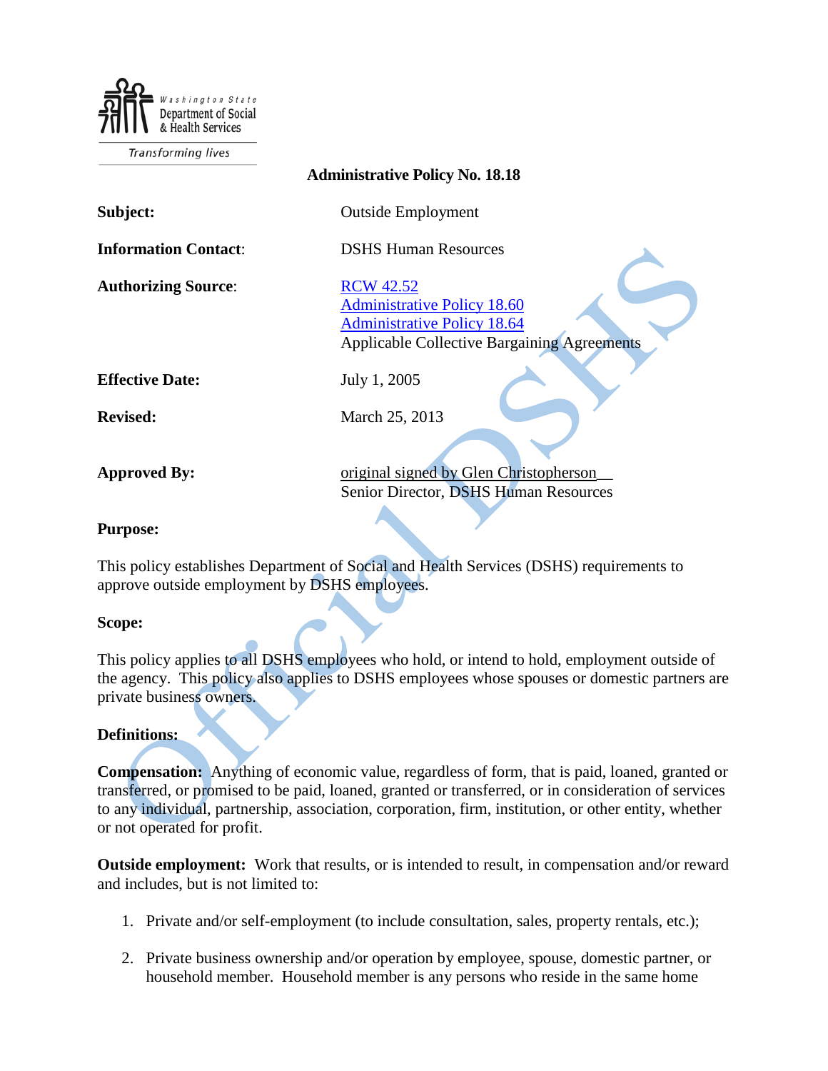Washington State Department of Social & Health Services

Transforming lives

# Administrative Policy No. 18.18

| | |
|---|---|
| **Subject:** | Outside Employment |
| **Information Contact:** | DSHS Human Resources |
| **Authorizing Source:** | RCW 42.52<br>Administrative Policy 18.60<br>Administrative Policy 18.64<br>Applicable Collective Bargaining Agreements |
| **Effective Date:** | July 1, 2005 |
| **Revised:** | March 25, 2013 |
| **Approved By:** | original signed by Glen Christopherson<br>Senior Director, DSHS Human Resources |

## Purpose:

This policy establishes Department of Social and Health Services (DSHS) requirements to approve outside employment by DSHS employees.

## Scope:

This policy applies to all DSHS employees who hold, or intend to hold, employment outside of the agency. This policy also applies to DSHS employees whose spouses or domestic partners are private business owners.

## Definitions:

**Compensation:** Anything of economic value, regardless of form, that is paid, loaned, granted or transferred, or promised to be paid, loaned, granted or transferred, or in consideration of services to any individual, partnership, association, corporation, firm, institution, or other entity, whether or not operated for profit.

**Outside employment:** Work that results, or is intended to result, in compensation and/or reward and includes, but is not limited to:

1. Private and/or self-employment (to include consultation, sales, property rentals, etc.);
2. Private business ownership and/or operation by employee, spouse, domestic partner, or household member. Household member is any persons who reside in the same home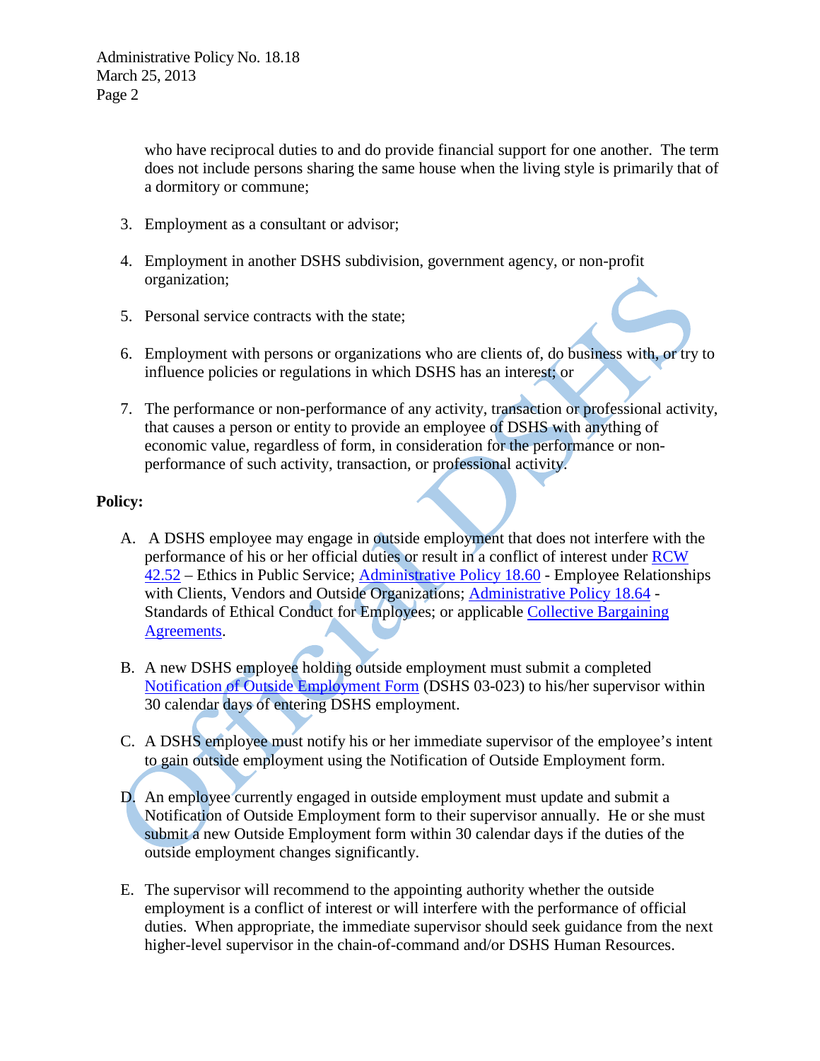who have reciprocal duties to and do provide financial support for one another. The term does not include persons sharing the same house when the living style is primarily that of a dormitory or commune;

3. Employment as a consultant or advisor;

4. Employment in another DSHS subdivision, government agency, or non-profit organization;

5. Personal service contracts with the state;

6. Employment with persons or organizations who are clients of, do business with, or try to influence policies or regulations in which DSHS has an interest; or

7. The performance or non-performance of any activity, transaction or professional activity, that causes a person or entity to provide an employee of DSHS with anything of economic value, regardless of form, in consideration for the performance or non-performance of such activity, transaction, or professional activity.

**Policy:**

A. A DSHS employee may engage in outside employment that does not interfere with the performance of his or her official duties or result in a conflict of interest under RCW 42.52 – Ethics in Public Service; Administrative Policy 18.60 - Employee Relationships with Clients, Vendors and Outside Organizations; Administrative Policy 18.64 - Standards of Ethical Conduct for Employees; or applicable Collective Bargaining Agreements.

B. A new DSHS employee holding outside employment must submit a completed Notification of Outside Employment Form (DSHS 03-023) to his/her supervisor within 30 calendar days of entering DSHS employment.

C. A DSHS employee must notify his or her immediate supervisor of the employee's intent to gain outside employment using the Notification of Outside Employment form.

D. An employee currently engaged in outside employment must update and submit a Notification of Outside Employment form to their supervisor annually. He or she must submit a new Outside Employment form within 30 calendar days if the duties of the outside employment changes significantly.

E. The supervisor will recommend to the appointing authority whether the outside employment is a conflict of interest or will interfere with the performance of official duties. When appropriate, the immediate supervisor should seek guidance from the next higher-level supervisor in the chain-of-command and/or DSHS Human Resources.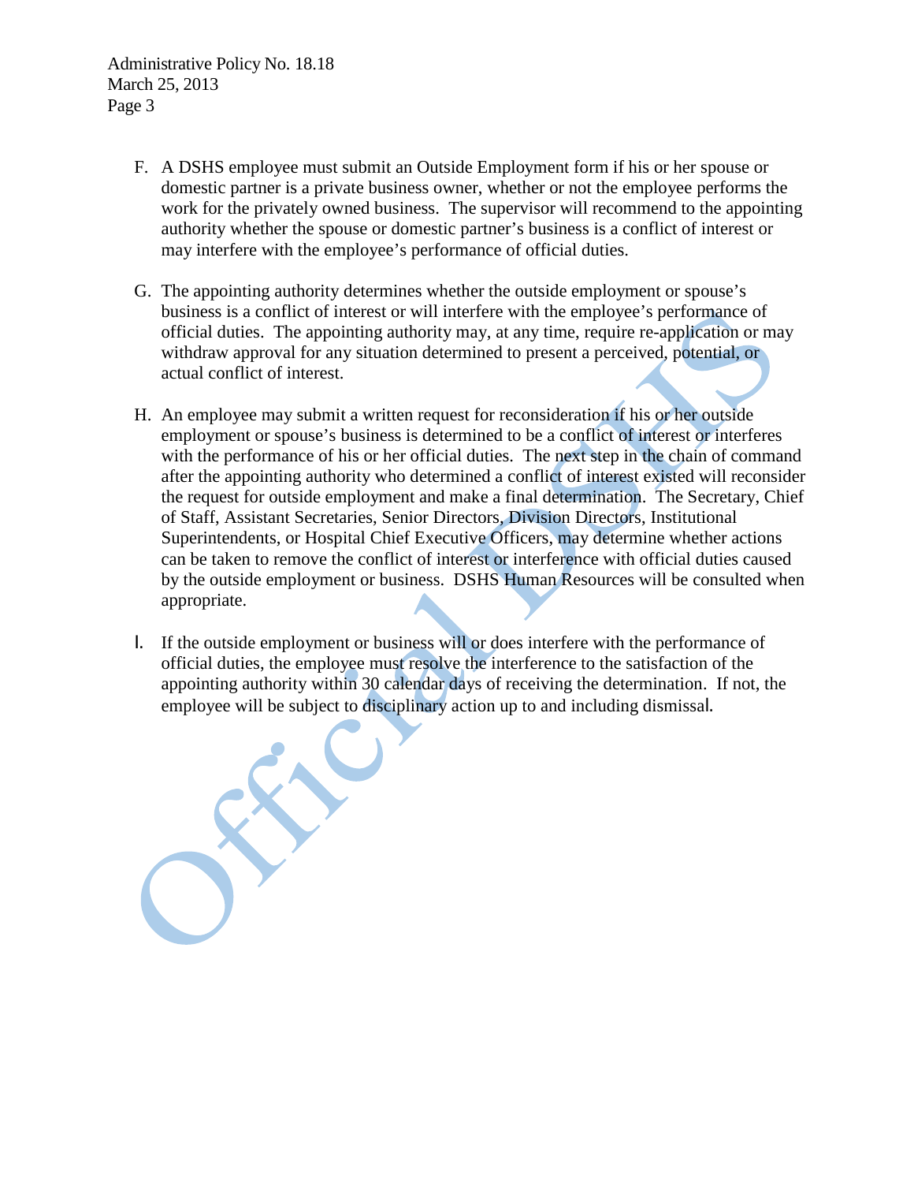F. A DSHS employee must submit an Outside Employment form if his or her spouse or domestic partner is a private business owner, whether or not the employee performs the work for the privately owned business. The supervisor will recommend to the appointing authority whether the spouse or domestic partner's business is a conflict of interest or may interfere with the employee's performance of official duties.

G. The appointing authority determines whether the outside employment or spouse's business is a conflict of interest or will interfere with the employee's performance of official duties. The appointing authority may, at any time, require re-application or may withdraw approval for any situation determined to present a perceived, potential, or actual conflict of interest.

H. An employee may submit a written request for reconsideration if his or her outside employment or spouse's business is determined to be a conflict of interest or interferes with the performance of his or her official duties. The next step in the chain of command after the appointing authority who determined a conflict of interest existed will reconsider the request for outside employment and make a final determination. The Secretary, Chief of Staff, Assistant Secretaries, Senior Directors, Division Directors, Institutional Superintendents, or Hospital Chief Executive Officers, may determine whether actions can be taken to remove the conflict of interest or interference with official duties caused by the outside employment or business. DSHS Human Resources will be consulted when appropriate.

I. If the outside employment or business will or does interfere with the performance of official duties, the employee must resolve the interference to the satisfaction of the appointing authority within 30 calendar days of receiving the determination. If not, the employee will be subject to disciplinary action up to and including dismissal.